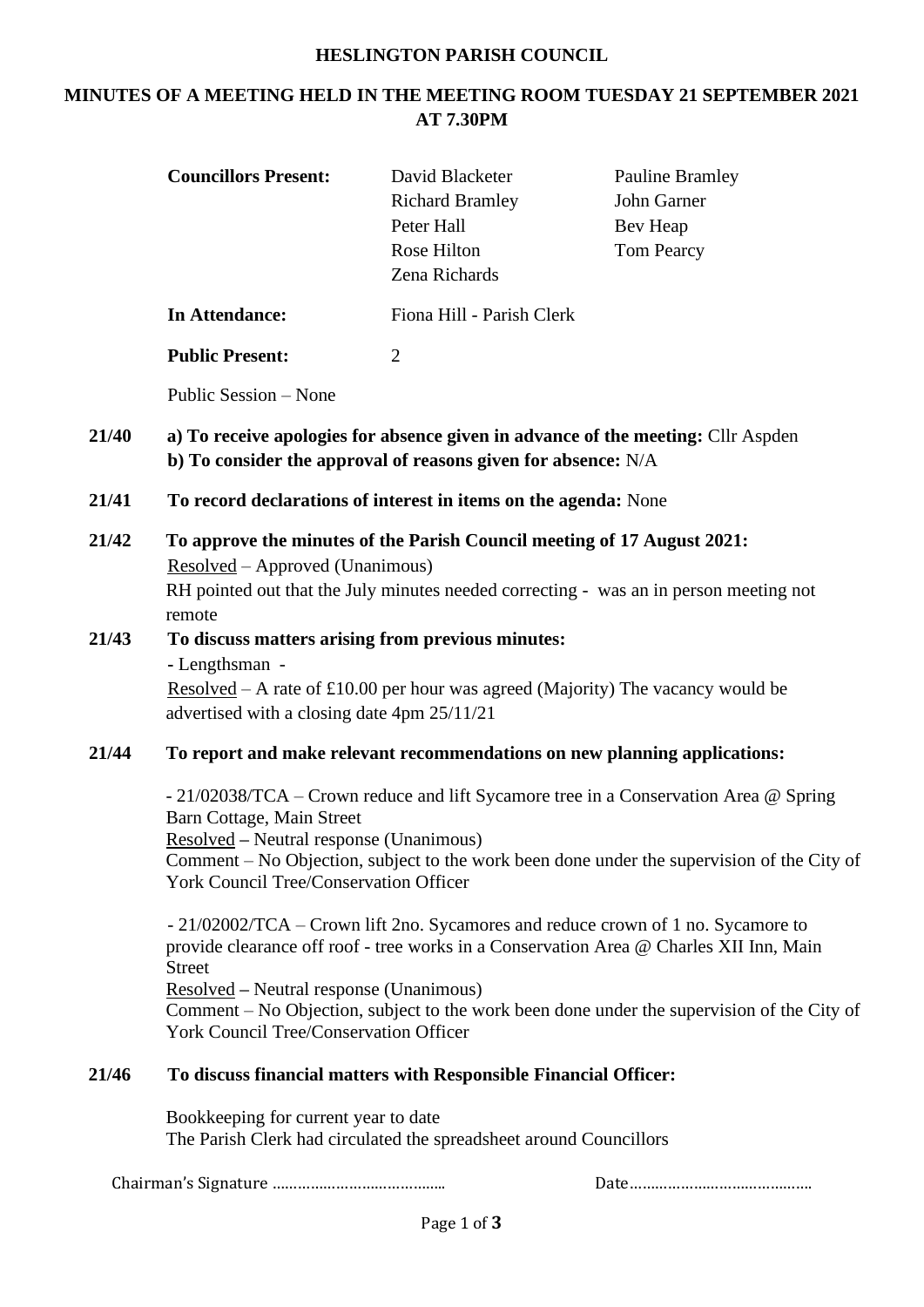**HESLINGTON PARISH COUNCIL**

**MINUTES OF A MEETING HELD IN THE MEETING ROOM TUESDAY 21 SEPTEMBER 2021 AT 7.30PM**

| **Councillors Present:** | David Blacketer | Pauline Bramley |
|---|---|---|
| | Richard Bramley | John Garner |
| | Peter Hall | Bev Heap |
| | Rose Hilton | Tom Pearcy |
| | Zena Richards | |
| **In Attendance:** | Fiona Hill - Parish Clerk | |
| **Public Present:** | 2 | |

Public Session – None

**21/40** **a) To receive apologies for absence given in advance of the meeting:** Cllr Aspden
**b) To consider the approval of reasons given for absence:** N/A

**21/41** **To record declarations of interest in items on the agenda:** None

**21/42** **To approve the minutes of the Parish Council meeting of 17 August 2021:**
Resolved – Approved (Unanimous)
RH pointed out that the July minutes needed correcting - was an in person meeting not remote

**21/43** **To discuss matters arising from previous minutes:**
- Lengthsman -
Resolved – A rate of £10.00 per hour was agreed (Majority) The vacancy would be advertised with a closing date 4pm 25/11/21

**21/44** **To report and make relevant recommendations on new planning applications:**

- 21/02038/TCA – Crown reduce and lift Sycamore tree in a Conservation Area @ Spring Barn Cottage, Main Street
Resolved **–** Neutral response (Unanimous)
Comment – No Objection, subject to the work been done under the supervision of the City of York Council Tree/Conservation Officer

- 21/02002/TCA – Crown lift 2no. Sycamores and reduce crown of 1 no. Sycamore to provide clearance off roof - tree works in a Conservation Area @ Charles XII Inn, Main Street
Resolved **–** Neutral response (Unanimous)
Comment – No Objection, subject to the work been done under the supervision of the City of York Council Tree/Conservation Officer

**21/46** **To discuss financial matters with Responsible Financial Officer:**

Bookkeeping for current year to date
The Parish Clerk had circulated the spreadsheet around Councillors

Chairman's Signature …………………………………… Date……………………………………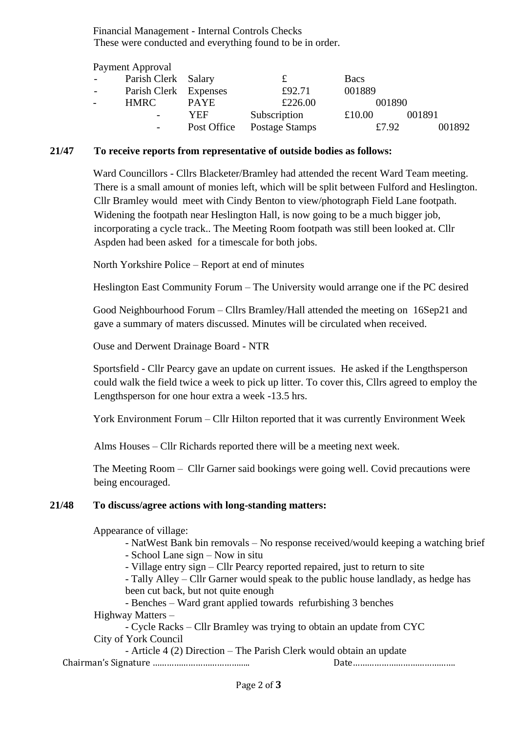Financial Management - Internal Controls Checks
These were conducted and everything found to be in order.

Payment Approval

| | | | | | |
|---|---|---|---|---|---|
| - | Parish Clerk | Salary | £ | Bacs | |
| - | Parish Clerk | Expenses | £92.71 | 001889 | |
| - | HMRC | PAYE | £226.00 | 001890 | |
| - | YEF | Subscription | £10.00 | 001891 | |
| - | Post Office | Postage Stamps | £7.92 | 001892 | |

**21/47 To receive reports from representative of outside bodies as follows:**

Ward Councillors - Cllrs Blacketer/Bramley had attended the recent Ward Team meeting. There is a small amount of monies left, which will be split between Fulford and Heslington. Cllr Bramley would meet with Cindy Benton to view/photograph Field Lane footpath. Widening the footpath near Heslington Hall, is now going to be a much bigger job, incorporating a cycle track.. The Meeting Room footpath was still been looked at. Cllr Aspden had been asked for a timescale for both jobs.

North Yorkshire Police – Report at end of minutes

Heslington East Community Forum – The University would arrange one if the PC desired

Good Neighbourhood Forum – Cllrs Bramley/Hall attended the meeting on 16Sep21 and gave a summary of maters discussed. Minutes will be circulated when received.

Ouse and Derwent Drainage Board - NTR

Sportsfield - Cllr Pearcy gave an update on current issues. He asked if the Lengthsperson could walk the field twice a week to pick up litter. To cover this, Cllrs agreed to employ the Lengthsperson for one hour extra a week -13.5 hrs.

York Environment Forum – Cllr Hilton reported that it was currently Environment Week

Alms Houses – Cllr Richards reported there will be a meeting next week.

The Meeting Room – Cllr Garner said bookings were going well. Covid precautions were being encouraged.

**21/48 To discuss/agree actions with long-standing matters:**

Appearance of village:

- NatWest Bank bin removals – No response received/would keeping a watching brief
- School Lane sign – Now in situ
- Village entry sign – Cllr Pearcy reported repaired, just to return to site
- Tally Alley – Cllr Garner would speak to the public house landlady, as hedge has been cut back, but not quite enough
- Benches – Ward grant applied towards refurbishing 3 benches

Highway Matters –

- Cycle Racks – Cllr Bramley was trying to obtain an update from CYC

City of York Council

- Article 4 (2) Direction – The Parish Clerk would obtain an update

Chairman's Signature …………………………………. Date…………………………………..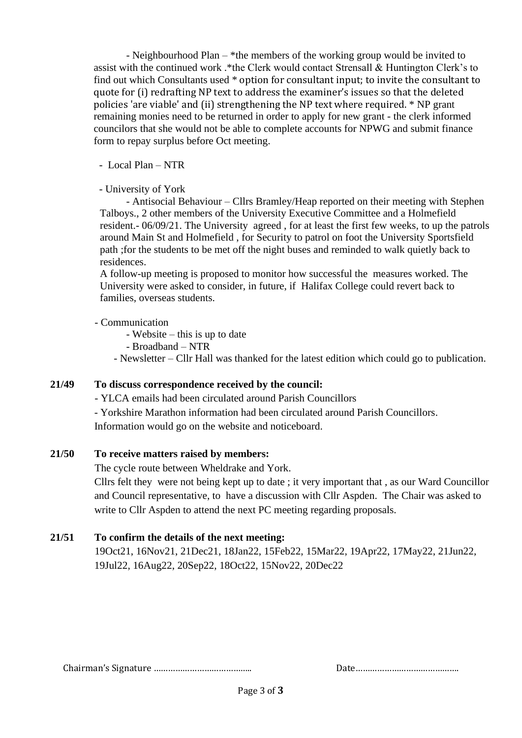- Neighbourhood Plan – *the members of the working group would be invited to assist with the continued work .*the Clerk would contact Strensall & Huntington Clerk's to find out which Consultants used * option for consultant input; to invite the consultant to quote for (i) redrafting NP text to address the examiner's issues so that the deleted policies 'are viable' and (ii) strengthening the NP text where required. * NP grant remaining monies need to be returned in order to apply for new grant - the clerk informed councilors that she would not be able to complete accounts for NPWG and submit finance form to repay surplus before Oct meeting.

- Local Plan – NTR

- University of York
  - Antisocial Behaviour – Cllrs Bramley/Heap reported on their meeting with Stephen Talboys., 2 other members of the University Executive Committee and a Holmefield resident.- 06/09/21. The University agreed , for at least the first few weeks, to up the patrols around Main St and Holmefield , for Security to patrol on foot the University Sportsfield path ;for the students to be met off the night buses and reminded to walk quietly back to residences.

    A follow-up meeting is proposed to monitor how successful the measures worked. The University were asked to consider, in future, if Halifax College could revert back to families, overseas students.

- Communication
  - Website – this is up to date
  - Broadband – NTR
  - Newsletter – Cllr Hall was thanked for the latest edition which could go to publication.

**21/49 To discuss correspondence received by the council:**

- YLCA emails had been circulated around Parish Councillors
- Yorkshire Marathon information had been circulated around Parish Councillors.

Information would go on the website and noticeboard.

**21/50 To receive matters raised by members:**

The cycle route between Wheldrake and York.

Cllrs felt they were not being kept up to date ; it very important that , as our Ward Councillor and Council representative, to have a discussion with Cllr Aspden. The Chair was asked to write to Cllr Aspden to attend the next PC meeting regarding proposals.

**21/51 To confirm the details of the next meeting:**

19Oct21, 16Nov21, 21Dec21, 18Jan22, 15Feb22, 15Mar22, 19Apr22, 17May22, 21Jun22, 19Jul22, 16Aug22, 20Sep22, 18Oct22, 15Nov22, 20Dec22

Chairman's Signature ………………………………… Date……………………………………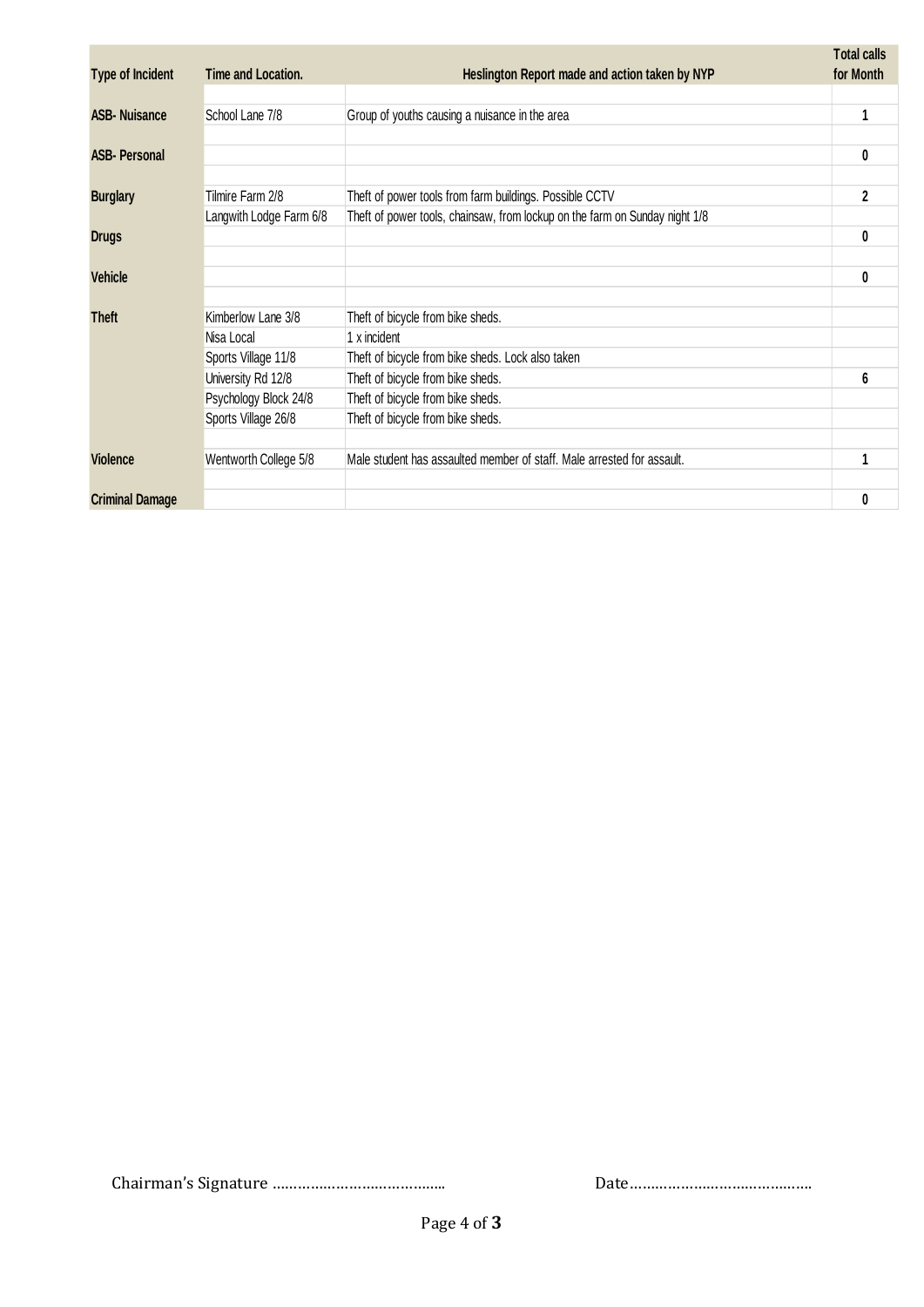| Type of Incident | Time and Location. | Heslington Report made and action taken by NYP | Total calls for Month |
|---|---|---|---|
| | | | |
| ASB- Nuisance | School Lane 7/8 | Group of youths causing a nuisance in the area | 1 |
| | | | |
| ASB- Personal | | | 0 |
| | | | |
| Burglary | Tilmire Farm 2/8 | Theft of power tools from farm buildings. Possible CCTV | 2 |
| | Langwith Lodge Farm 6/8 | Theft of power tools, chainsaw, from lockup on the farm on Sunday night 1/8 | |
| Drugs | | | 0 |
| | | | |
| Vehicle | | | 0 |
| | | | |
| Theft | Kimberlow Lane 3/8 | Theft of bicycle from bike sheds. | |
| | Nisa Local | 1 x incident | |
| | Sports Village 11/8 | Theft of bicycle from bike sheds. Lock also taken | |
| | University Rd 12/8 | Theft of bicycle from bike sheds. | 6 |
| | Psychology Block 24/8 | Theft of bicycle from bike sheds. | |
| | Sports Village 26/8 | Theft of bicycle from bike sheds. | |
| | | | |
| Violence | Wentworth College 5/8 | Male student has assaulted member of staff. Male arrested for assault. | 1 |
| | | | |
| Criminal Damage | | | 0 |

Chairman's Signature …………………………………… Date……………………………………